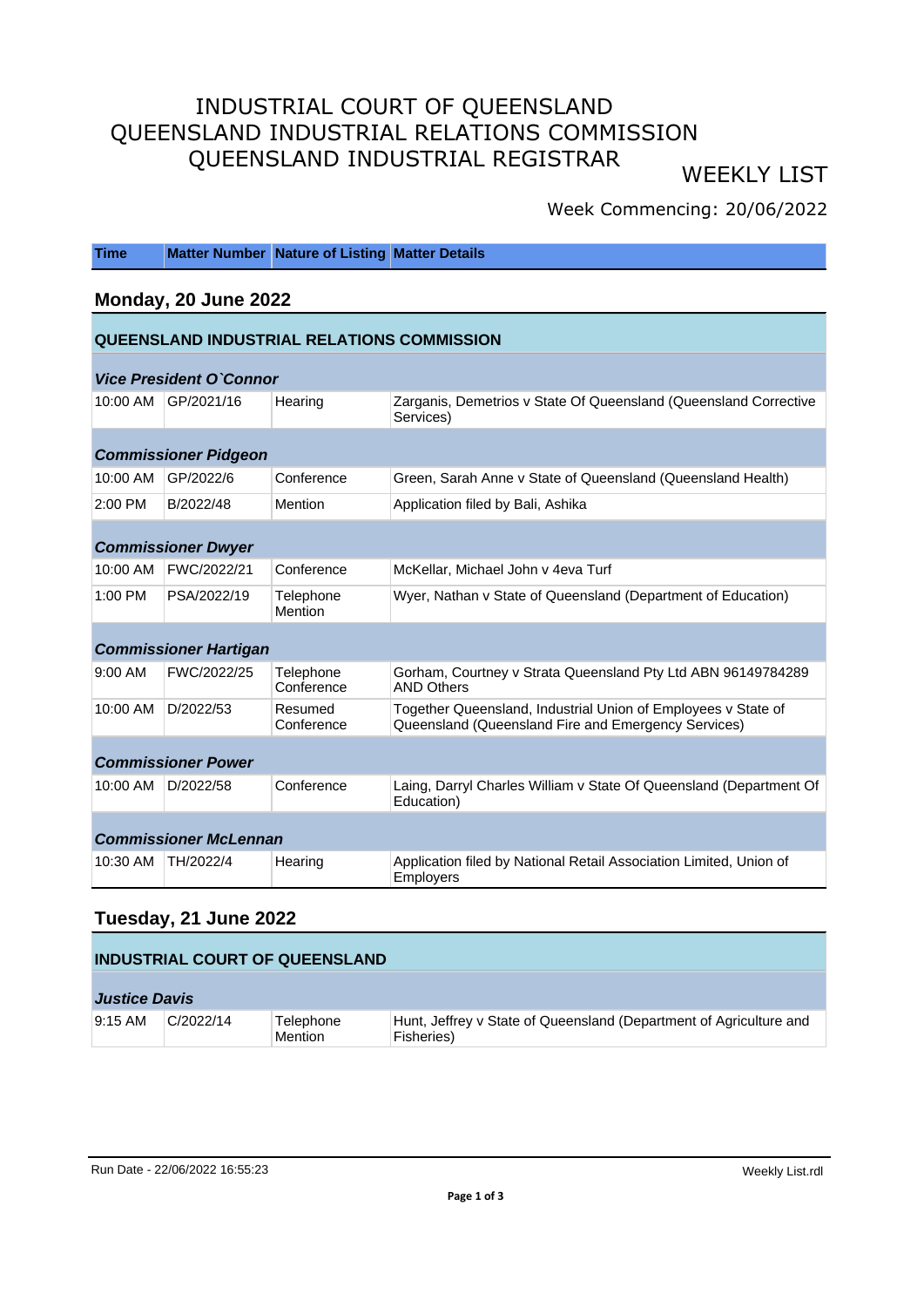# INDUSTRIAL COURT OF QUEENSLAND
# QUEENSLAND INDUSTRIAL RELATIONS COMMISSION
# QUEENSLAND INDUSTRIAL REGISTRAR

## WEEKLY LIST

Week Commencing: 20/06/2022

| Time | Matter Number | Nature of Listing | Matter Details |
|---|---|---|---|

## Monday, 20 June 2022

### QUEENSLAND INDUSTRIAL RELATIONS COMMISSION

***Vice President O`Connor***

| Time | Matter Number | Nature of Listing | Matter Details |
|---|---|---|---|
| 10:00 AM | GP/2021/16 | Hearing | Zarganis, Demetrios v State Of Queensland (Queensland Corrective Services) |

***Commissioner Pidgeon***

| Time | Matter Number | Nature of Listing | Matter Details |
|---|---|---|---|
| 10:00 AM | GP/2022/6 | Conference | Green, Sarah Anne v State of Queensland (Queensland Health) |
| 2:00 PM | B/2022/48 | Mention | Application filed by Bali, Ashika |

***Commissioner Dwyer***

| Time | Matter Number | Nature of Listing | Matter Details |
|---|---|---|---|
| 10:00 AM | FWC/2022/21 | Conference | McKellar, Michael John v 4eva Turf |
| 1:00 PM | PSA/2022/19 | Telephone Mention | Wyer, Nathan v State of Queensland (Department of Education) |

***Commissioner Hartigan***

| Time | Matter Number | Nature of Listing | Matter Details |
|---|---|---|---|
| 9:00 AM | FWC/2022/25 | Telephone Conference | Gorham, Courtney v Strata Queensland Pty Ltd ABN 96149784289 AND Others |
| 10:00 AM | D/2022/53 | Resumed Conference | Together Queensland, Industrial Union of Employees v State of Queensland (Queensland Fire and Emergency Services) |

***Commissioner Power***

| Time | Matter Number | Nature of Listing | Matter Details |
|---|---|---|---|
| 10:00 AM | D/2022/58 | Conference | Laing, Darryl Charles William v State Of Queensland (Department Of Education) |

***Commissioner McLennan***

| Time | Matter Number | Nature of Listing | Matter Details |
|---|---|---|---|
| 10:30 AM | TH/2022/4 | Hearing | Application filed by National Retail Association Limited, Union of Employers |

## Tuesday, 21 June 2022

### INDUSTRIAL COURT OF QUEENSLAND

***Justice Davis***

| Time | Matter Number | Nature of Listing | Matter Details |
|---|---|---|---|
| 9:15 AM | C/2022/14 | Telephone Mention | Hunt, Jeffrey v State of Queensland (Department of Agriculture and Fisheries) |

Run Date - 22/06/2022 16:55:23 Weekly List.rdl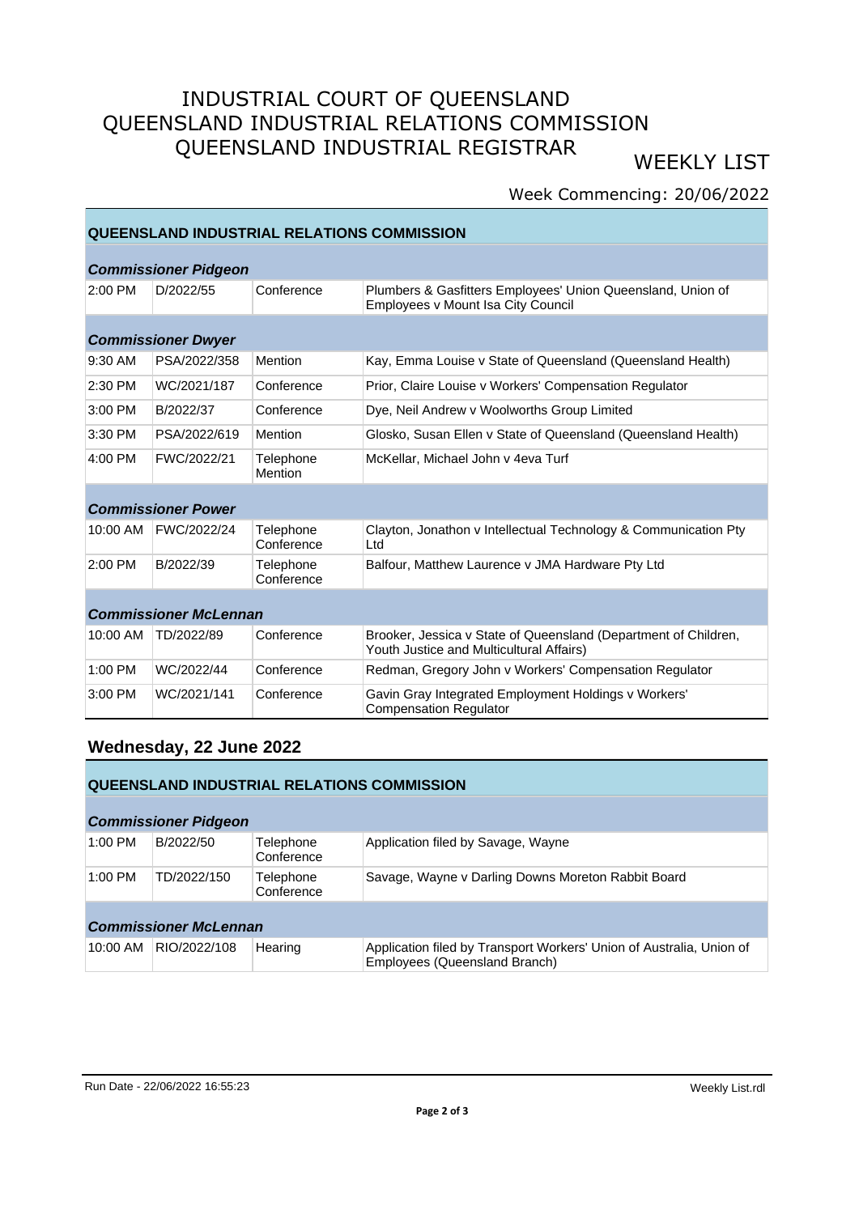# INDUSTRIAL COURT OF QUEENSLAND
# QUEENSLAND INDUSTRIAL RELATIONS COMMISSION
# QUEENSLAND INDUSTRIAL REGISTRAR

WEEKLY LIST

Week Commencing: 20/06/2022

### QUEENSLAND INDUSTRIAL RELATIONS COMMISSION

***Commissioner Pidgeon***

| | | | |
|---|---|---|---|
| 2:00 PM | D/2022/55 | Conference | Plumbers & Gasfitters Employees' Union Queensland, Union of Employees v Mount Isa City Council |

***Commissioner Dwyer***

| | | | |
|---|---|---|---|
| 9:30 AM | PSA/2022/358 | Mention | Kay, Emma Louise v State of Queensland (Queensland Health) |
| 2:30 PM | WC/2021/187 | Conference | Prior, Claire Louise v Workers' Compensation Regulator |
| 3:00 PM | B/2022/37 | Conference | Dye, Neil Andrew v Woolworths Group Limited |
| 3:30 PM | PSA/2022/619 | Mention | Glosko, Susan Ellen v State of Queensland (Queensland Health) |
| 4:00 PM | FWC/2022/21 | Telephone Mention | McKellar, Michael John v 4eva Turf |

***Commissioner Power***

| | | | |
|---|---|---|---|
| 10:00 AM | FWC/2022/24 | Telephone Conference | Clayton, Jonathon v Intellectual Technology & Communication Pty Ltd |
| 2:00 PM | B/2022/39 | Telephone Conference | Balfour, Matthew Laurence v JMA Hardware Pty Ltd |

***Commissioner McLennan***

| | | | |
|---|---|---|---|
| 10:00 AM | TD/2022/89 | Conference | Brooker, Jessica v State of Queensland (Department of Children, Youth Justice and Multicultural Affairs) |
| 1:00 PM | WC/2022/44 | Conference | Redman, Gregory John v Workers' Compensation Regulator |
| 3:00 PM | WC/2021/141 | Conference | Gavin Gray Integrated Employment Holdings v Workers' Compensation Regulator |

## Wednesday, 22 June 2022

### QUEENSLAND INDUSTRIAL RELATIONS COMMISSION

***Commissioner Pidgeon***

| | | | |
|---|---|---|---|
| 1:00 PM | B/2022/50 | Telephone Conference | Application filed by Savage, Wayne |
| 1:00 PM | TD/2022/150 | Telephone Conference | Savage, Wayne v Darling Downs Moreton Rabbit Board |

***Commissioner McLennan***

| | | | |
|---|---|---|---|
| 10:00 AM | RIO/2022/108 | Hearing | Application filed by Transport Workers' Union of Australia, Union of Employees (Queensland Branch) |

Run Date - 22/06/2022 16:55:23

Weekly List.rdl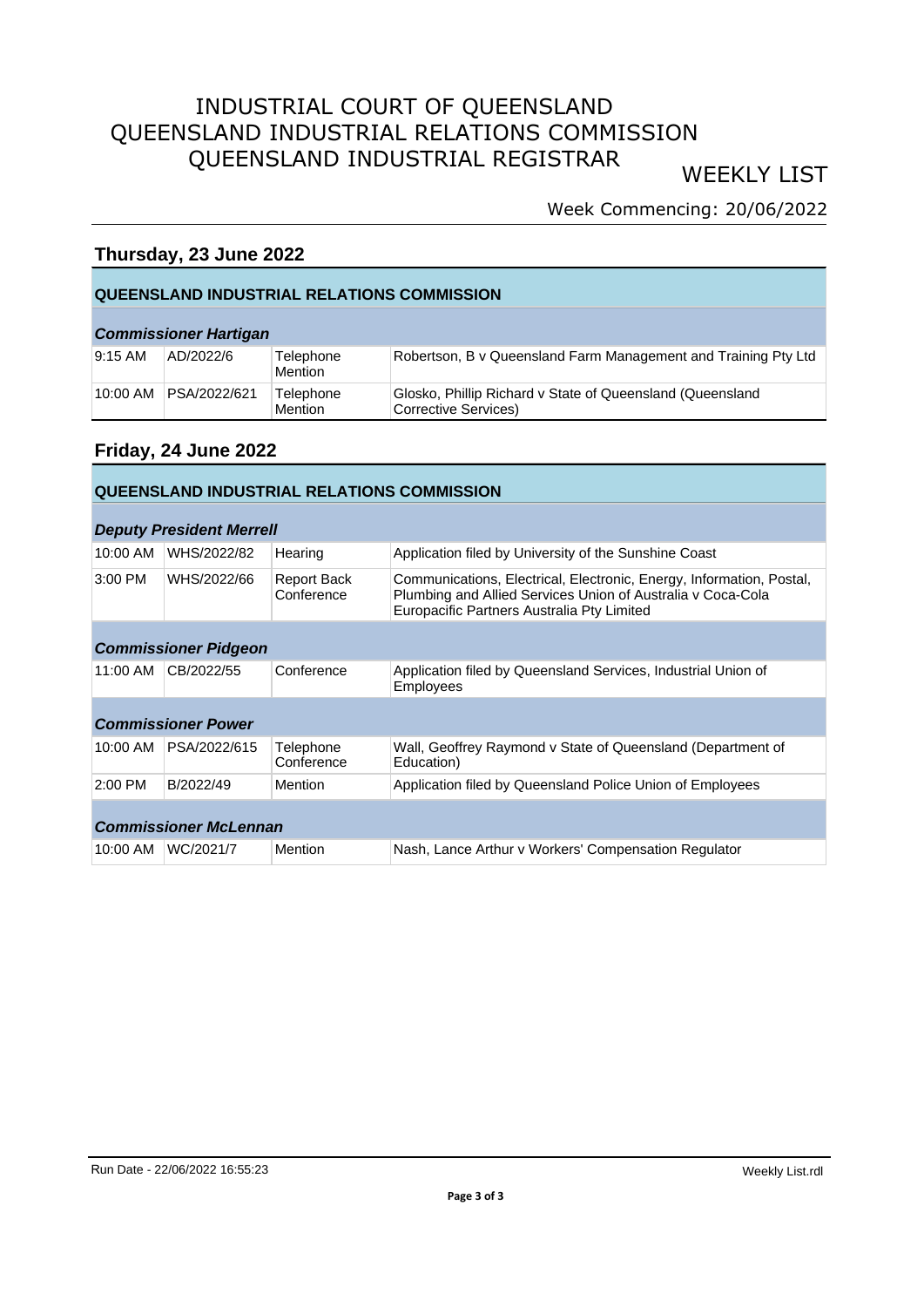# INDUSTRIAL COURT OF QUEENSLAND
# QUEENSLAND INDUSTRIAL RELATIONS COMMISSION
# QUEENSLAND INDUSTRIAL REGISTRAR

WEEKLY LIST

Week Commencing: 20/06/2022

## Thursday, 23 June 2022

### QUEENSLAND INDUSTRIAL RELATIONS COMMISSION

***Commissioner Hartigan***

| | | | |
|---|---|---|---|
| 9:15 AM | AD/2022/6 | Telephone Mention | Robertson, B v Queensland Farm Management and Training Pty Ltd |
| 10:00 AM | PSA/2022/621 | Telephone Mention | Glosko, Phillip Richard v State of Queensland (Queensland Corrective Services) |

## Friday, 24 June 2022

### QUEENSLAND INDUSTRIAL RELATIONS COMMISSION

***Deputy President Merrell***

| | | | |
|---|---|---|---|
| 10:00 AM | WHS/2022/82 | Hearing | Application filed by University of the Sunshine Coast |
| 3:00 PM | WHS/2022/66 | Report Back Conference | Communications, Electrical, Electronic, Energy, Information, Postal, Plumbing and Allied Services Union of Australia v Coca-Cola Europacific Partners Australia Pty Limited |

***Commissioner Pidgeon***

| | | | |
|---|---|---|---|
| 11:00 AM | CB/2022/55 | Conference | Application filed by Queensland Services, Industrial Union of Employees |

***Commissioner Power***

| | | | |
|---|---|---|---|
| 10:00 AM | PSA/2022/615 | Telephone Conference | Wall, Geoffrey Raymond v State of Queensland (Department of Education) |
| 2:00 PM | B/2022/49 | Mention | Application filed by Queensland Police Union of Employees |

***Commissioner McLennan***

| | | | |
|---|---|---|---|
| 10:00 AM | WC/2021/7 | Mention | Nash, Lance Arthur v Workers' Compensation Regulator |

Run Date - 22/06/2022 16:55:23 Weekly List.rdl